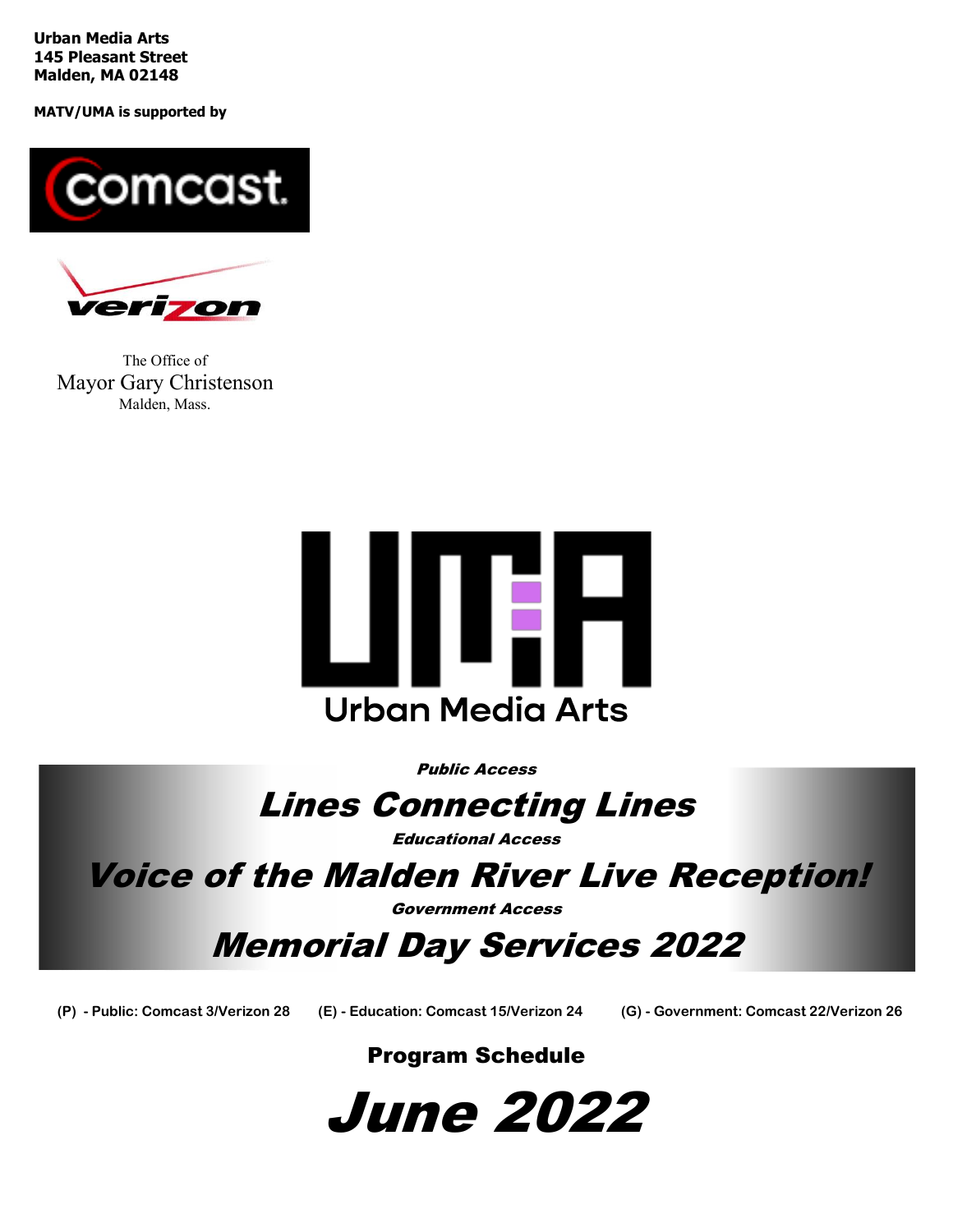**Urban Media Arts**
**145 Pleasant Street**
**Malden, MA 02148**

**MATV/UMA is supported by**

comcast

verizon

The Office of
Mayor Gary Christenson
Malden, Mass.

Urban Media Arts

***Public Access***

# *Lines Connecting Lines*

***Educational Access***

# *Voice of the Malden River Live Reception!*

***Government Access***

# *Memorial Day Services 2022*

**(P) - Public: Comcast 3/Verizon 28** **(E) - Education: Comcast 15/Verizon 24** **(G) - Government: Comcast 22/Verizon 26**

## Program Schedule

# *June 2022*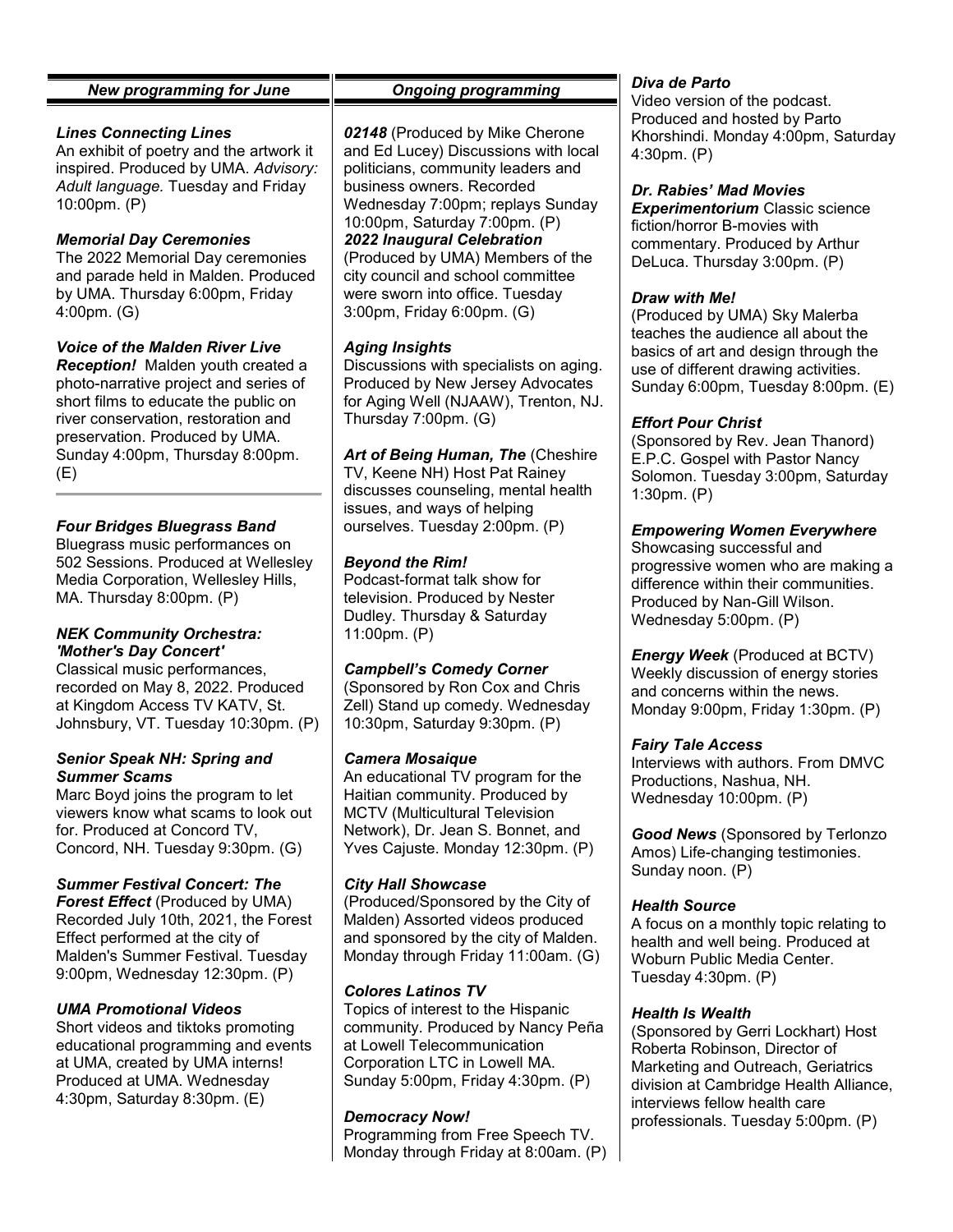## *New programming for June*

***Lines Connecting Lines***
An exhibit of poetry and the artwork it inspired. Produced by UMA. *Advisory: Adult language.* Tuesday and Friday 10:00pm. (P)

***Memorial Day Ceremonies***
The 2022 Memorial Day ceremonies and parade held in Malden. Produced by UMA. Thursday 6:00pm, Friday 4:00pm. (G)

***Voice of the Malden River Live Reception!*** Malden youth created a photo-narrative project and series of short films to educate the public on river conservation, restoration and preservation. Produced by UMA. Sunday 4:00pm, Thursday 8:00pm. (E)

---

***Four Bridges Bluegrass Band***
Bluegrass music performances on 502 Sessions. Produced at Wellesley Media Corporation, Wellesley Hills, MA. Thursday 8:00pm. (P)

***NEK Community Orchestra: 'Mother's Day Concert'***
Classical music performances, recorded on May 8, 2022. Produced at Kingdom Access TV KATV, St. Johnsbury, VT. Tuesday 10:30pm. (P)

***Senior Speak NH: Spring and Summer Scams***
Marc Boyd joins the program to let viewers know what scams to look out for. Produced at Concord TV, Concord, NH. Tuesday 9:30pm. (G)

***Summer Festival Concert: The Forest Effect*** (Produced by UMA) Recorded July 10th, 2021, the Forest Effect performed at the city of Malden's Summer Festival. Tuesday 9:00pm, Wednesday 12:30pm. (P)

***UMA Promotional Videos***
Short videos and tiktoks promoting educational programming and events at UMA, created by UMA interns! Produced at UMA. Wednesday 4:30pm, Saturday 8:30pm. (E)

## *Ongoing programming*

***02148*** (Produced by Mike Cherone and Ed Lucey) Discussions with local politicians, community leaders and business owners. Recorded Wednesday 7:00pm; replays Sunday 10:00pm, Saturday 7:00pm. (P)

***2022 Inaugural Celebration***
(Produced by UMA) Members of the city council and school committee were sworn into office. Tuesday 3:00pm, Friday 6:00pm. (G)

***Aging Insights***
Discussions with specialists on aging. Produced by New Jersey Advocates for Aging Well (NJAAW), Trenton, NJ. Thursday 7:00pm. (G)

***Art of Being Human, The*** (Cheshire TV, Keene NH) Host Pat Rainey discusses counseling, mental health issues, and ways of helping ourselves. Tuesday 2:00pm. (P)

***Beyond the Rim!***
Podcast-format talk show for television. Produced by Nester Dudley. Thursday & Saturday 11:00pm. (P)

***Campbell's Comedy Corner***
(Sponsored by Ron Cox and Chris Zell) Stand up comedy. Wednesday 10:30pm, Saturday 9:30pm. (P)

***Camera Mosaique***
An educational TV program for the Haitian community. Produced by MCTV (Multicultural Television Network), Dr. Jean S. Bonnet, and Yves Cajuste. Monday 12:30pm. (P)

***City Hall Showcase***
(Produced/Sponsored by the City of Malden) Assorted videos produced and sponsored by the city of Malden. Monday through Friday 11:00am. (G)

***Colores Latinos TV***
Topics of interest to the Hispanic community. Produced by Nancy Peña at Lowell Telecommunication Corporation LTC in Lowell MA. Sunday 5:00pm, Friday 4:30pm. (P)

***Democracy Now!***
Programming from Free Speech TV. Monday through Friday at 8:00am. (P)

***Diva de Parto***
Video version of the podcast. Produced and hosted by Parto Khorshindi. Monday 4:00pm, Saturday 4:30pm. (P)

***Dr. Rabies' Mad Movies Experimentorium*** Classic science fiction/horror B-movies with commentary. Produced by Arthur DeLuca. Thursday 3:00pm. (P)

***Draw with Me!***
(Produced by UMA) Sky Malerba teaches the audience all about the basics of art and design through the use of different drawing activities. Sunday 6:00pm, Tuesday 8:00pm. (E)

***Effort Pour Christ***
(Sponsored by Rev. Jean Thanord) E.P.C. Gospel with Pastor Nancy Solomon. Tuesday 3:00pm, Saturday 1:30pm. (P)

***Empowering Women Everywhere***
Showcasing successful and progressive women who are making a difference within their communities. Produced by Nan-Gill Wilson. Wednesday 5:00pm. (P)

***Energy Week*** (Produced at BCTV) Weekly discussion of energy stories and concerns within the news. Monday 9:00pm, Friday 1:30pm. (P)

***Fairy Tale Access***
Interviews with authors. From DMVC Productions, Nashua, NH. Wednesday 10:00pm. (P)

***Good News*** (Sponsored by Terlonzo Amos) Life-changing testimonies. Sunday noon. (P)

***Health Source***
A focus on a monthly topic relating to health and well being. Produced at Woburn Public Media Center. Tuesday 4:30pm. (P)

***Health Is Wealth***
(Sponsored by Gerri Lockhart) Host Roberta Robinson, Director of Marketing and Outreach, Geriatrics division at Cambridge Health Alliance, interviews fellow health care professionals. Tuesday 5:00pm. (P)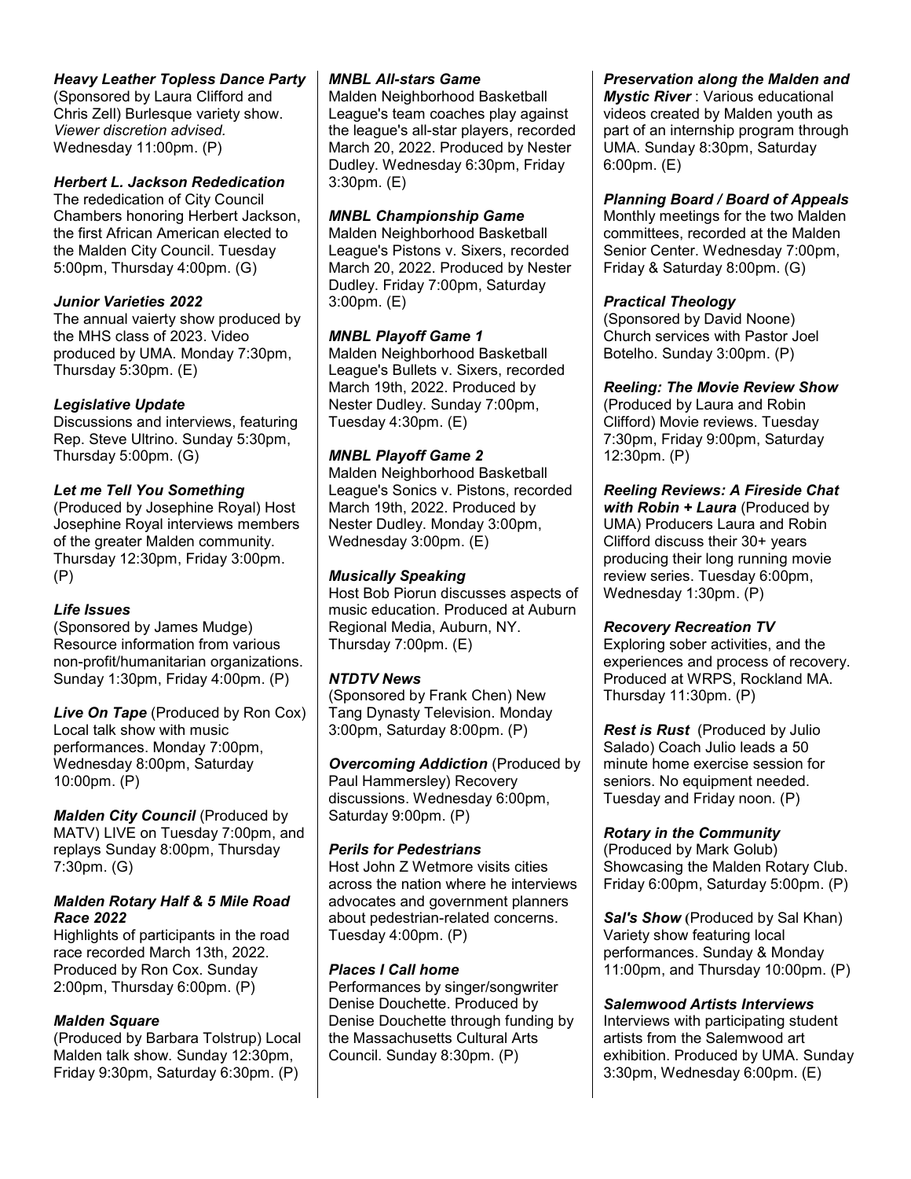***Heavy Leather Topless Dance Party***
(Sponsored by Laura Clifford and Chris Zell) Burlesque variety show. *Viewer discretion advised.* Wednesday 11:00pm. (P)

***Herbert L. Jackson Rededication***
The rededication of City Council Chambers honoring Herbert Jackson, the first African American elected to the Malden City Council. Tuesday 5:00pm, Thursday 4:00pm. (G)

***Junior Varieties 2022***
The annual vaierty show produced by the MHS class of 2023. Video produced by UMA. Monday 7:30pm, Thursday 5:30pm. (E)

***Legislative Update***
Discussions and interviews, featuring Rep. Steve Ultrino. Sunday 5:30pm, Thursday 5:00pm. (G)

***Let me Tell You Something***
(Produced by Josephine Royal) Host Josephine Royal interviews members of the greater Malden community. Thursday 12:30pm, Friday 3:00pm. (P)

***Life Issues***
(Sponsored by James Mudge) Resource information from various non-profit/humanitarian organizations. Sunday 1:30pm, Friday 4:00pm. (P)

***Live On Tape*** (Produced by Ron Cox) Local talk show with music performances. Monday 7:00pm, Wednesday 8:00pm, Saturday 10:00pm. (P)

***Malden City Council*** (Produced by MATV) LIVE on Tuesday 7:00pm, and replays Sunday 8:00pm, Thursday 7:30pm. (G)

***Malden Rotary Half & 5 Mile Road Race 2022***
Highlights of participants in the road race recorded March 13th, 2022. Produced by Ron Cox. Sunday 2:00pm, Thursday 6:00pm. (P)

***Malden Square***
(Produced by Barbara Tolstrup) Local Malden talk show. Sunday 12:30pm, Friday 9:30pm, Saturday 6:30pm. (P)

***MNBL All-stars Game***
Malden Neighborhood Basketball League's team coaches play against the league's all-star players, recorded March 20, 2022. Produced by Nester Dudley. Wednesday 6:30pm, Friday 3:30pm. (E)

***MNBL Championship Game***
Malden Neighborhood Basketball League's Pistons v. Sixers, recorded March 20, 2022. Produced by Nester Dudley. Friday 7:00pm, Saturday 3:00pm. (E)

***MNBL Playoff Game 1***
Malden Neighborhood Basketball League's Bullets v. Sixers, recorded March 19th, 2022. Produced by Nester Dudley. Sunday 7:00pm, Tuesday 4:30pm. (E)

***MNBL Playoff Game 2***
Malden Neighborhood Basketball League's Sonics v. Pistons, recorded March 19th, 2022. Produced by Nester Dudley. Monday 3:00pm, Wednesday 3:00pm. (E)

***Musically Speaking***
Host Bob Piorun discusses aspects of music education. Produced at Auburn Regional Media, Auburn, NY. Thursday 7:00pm. (E)

***NTDTV News***
(Sponsored by Frank Chen) New Tang Dynasty Television. Monday 3:00pm, Saturday 8:00pm. (P)

***Overcoming Addiction*** (Produced by Paul Hammersley) Recovery discussions. Wednesday 6:00pm, Saturday 9:00pm. (P)

***Perils for Pedestrians***
Host John Z Wetmore visits cities across the nation where he interviews advocates and government planners about pedestrian-related concerns. Tuesday 4:00pm. (P)

***Places I Call home***
Performances by singer/songwriter Denise Douchette. Produced by Denise Douchette through funding by the Massachusetts Cultural Arts Council. Sunday 8:30pm. (P)

***Preservation along the Malden and Mystic River*** : Various educational videos created by Malden youth as part of an internship program through UMA. Sunday 8:30pm, Saturday 6:00pm. (E)

***Planning Board / Board of Appeals***
Monthly meetings for the two Malden committees, recorded at the Malden Senior Center. Wednesday 7:00pm, Friday & Saturday 8:00pm. (G)

***Practical Theology***
(Sponsored by David Noone) Church services with Pastor Joel Botelho. Sunday 3:00pm. (P)

***Reeling: The Movie Review Show***
(Produced by Laura and Robin Clifford) Movie reviews. Tuesday 7:30pm, Friday 9:00pm, Saturday 12:30pm. (P)

***Reeling Reviews: A Fireside Chat with Robin + Laura*** (Produced by UMA) Producers Laura and Robin Clifford discuss their 30+ years producing their long running movie review series. Tuesday 6:00pm, Wednesday 1:30pm. (P)

***Recovery Recreation TV***
Exploring sober activities, and the experiences and process of recovery. Produced at WRPS, Rockland MA. Thursday 11:30pm. (P)

***Rest is Rust*** (Produced by Julio Salado) Coach Julio leads a 50 minute home exercise session for seniors. No equipment needed. Tuesday and Friday noon. (P)

***Rotary in the Community***
(Produced by Mark Golub) Showcasing the Malden Rotary Club. Friday 6:00pm, Saturday 5:00pm. (P)

***Sal's Show*** (Produced by Sal Khan) Variety show featuring local performances. Sunday & Monday 11:00pm, and Thursday 10:00pm. (P)

***Salemwood Artists Interviews***
Interviews with participating student artists from the Salemwood art exhibition. Produced by UMA. Sunday 3:30pm, Wednesday 6:00pm. (E)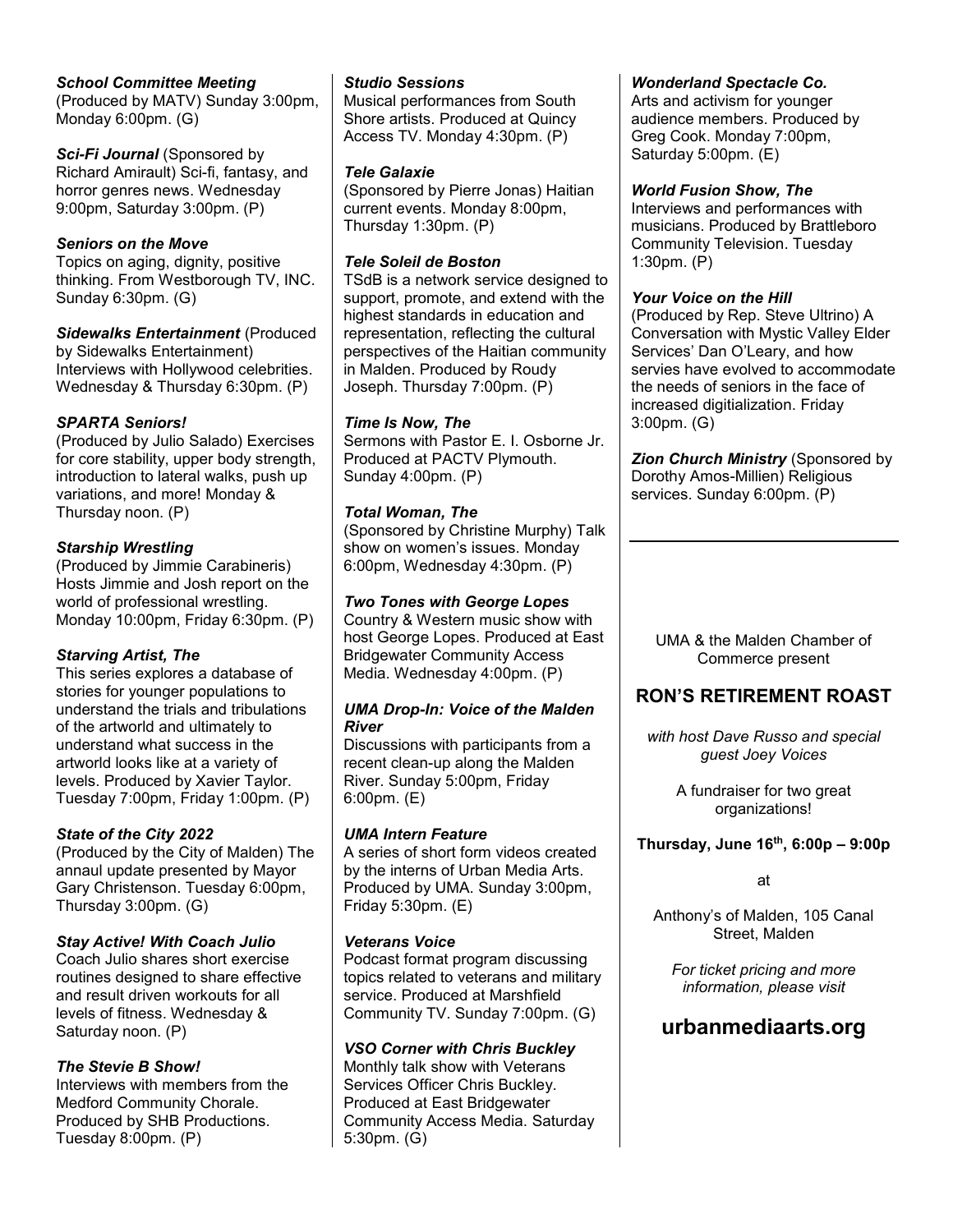***School Committee Meeting***
(Produced by MATV) Sunday 3:00pm, Monday 6:00pm. (G)

***Sci-Fi Journal*** (Sponsored by Richard Amirault) Sci-fi, fantasy, and horror genres news. Wednesday 9:00pm, Saturday 3:00pm. (P)

***Seniors on the Move***
Topics on aging, dignity, positive thinking. From Westborough TV, INC. Sunday 6:30pm. (G)

***Sidewalks Entertainment*** (Produced by Sidewalks Entertainment) Interviews with Hollywood celebrities. Wednesday & Thursday 6:30pm. (P)

***SPARTA Seniors!***
(Produced by Julio Salado) Exercises for core stability, upper body strength, introduction to lateral walks, push up variations, and more! Monday & Thursday noon. (P)

***Starship Wrestling***
(Produced by Jimmie Carabineris) Hosts Jimmie and Josh report on the world of professional wrestling. Monday 10:00pm, Friday 6:30pm. (P)

***Starving Artist, The***
This series explores a database of stories for younger populations to understand the trials and tribulations of the artworld and ultimately to understand what success in the artworld looks like at a variety of levels. Produced by Xavier Taylor. Tuesday 7:00pm, Friday 1:00pm. (P)

***State of the City 2022***
(Produced by the City of Malden) The annaul update presented by Mayor Gary Christenson. Tuesday 6:00pm, Thursday 3:00pm. (G)

***Stay Active! With Coach Julio***
Coach Julio shares short exercise routines designed to share effective and result driven workouts for all levels of fitness. Wednesday & Saturday noon. (P)

***The Stevie B Show!***
Interviews with members from the Medford Community Chorale. Produced by SHB Productions. Tuesday 8:00pm. (P)

***Studio Sessions***
Musical performances from South Shore artists. Produced at Quincy Access TV. Monday 4:30pm. (P)

***Tele Galaxie***
(Sponsored by Pierre Jonas) Haitian current events. Monday 8:00pm, Thursday 1:30pm. (P)

***Tele Soleil de Boston***
TSdB is a network service designed to support, promote, and extend with the highest standards in education and representation, reflecting the cultural perspectives of the Haitian community in Malden. Produced by Roudy Joseph. Thursday 7:00pm. (P)

***Time Is Now, The***
Sermons with Pastor E. I. Osborne Jr. Produced at PACTV Plymouth. Sunday 4:00pm. (P)

***Total Woman, The***
(Sponsored by Christine Murphy) Talk show on women's issues. Monday 6:00pm, Wednesday 4:30pm. (P)

***Two Tones with George Lopes***
Country & Western music show with host George Lopes. Produced at East Bridgewater Community Access Media. Wednesday 4:00pm. (P)

***UMA Drop-In: Voice of the Malden River***
Discussions with participants from a recent clean-up along the Malden River. Sunday 5:00pm, Friday 6:00pm. (E)

***UMA Intern Feature***
A series of short form videos created by the interns of Urban Media Arts. Produced by UMA. Sunday 3:00pm, Friday 5:30pm. (E)

***Veterans Voice***
Podcast format program discussing topics related to veterans and military service. Produced at Marshfield Community TV. Sunday 7:00pm. (G)

***VSO Corner with Chris Buckley***
Monthly talk show with Veterans Services Officer Chris Buckley. Produced at East Bridgewater Community Access Media. Saturday 5:30pm. (G)

***Wonderland Spectacle Co.***
Arts and activism for younger audience members. Produced by Greg Cook. Monday 7:00pm, Saturday 5:00pm. (E)

***World Fusion Show, The***
Interviews and performances with musicians. Produced by Brattleboro Community Television. Tuesday 1:30pm. (P)

***Your Voice on the Hill***
(Produced by Rep. Steve Ultrino) A Conversation with Mystic Valley Elder Services' Dan O'Leary, and how servies have evolved to accommodate the needs of seniors in the face of increased digitialization. Friday 3:00pm. (G)

***Zion Church Ministry*** (Sponsored by Dorothy Amos-Millien) Religious services. Sunday 6:00pm. (P)

---

UMA & the Malden Chamber of Commerce present

## RON'S RETIREMENT ROAST

*with host Dave Russo and special guest Joey Voices*

A fundraiser for two great organizations!

**Thursday, June 16th, 6:00p – 9:00p**

at

Anthony's of Malden, 105 Canal Street, Malden

*For ticket pricing and more information, please visit*

## urbanmediaarts.org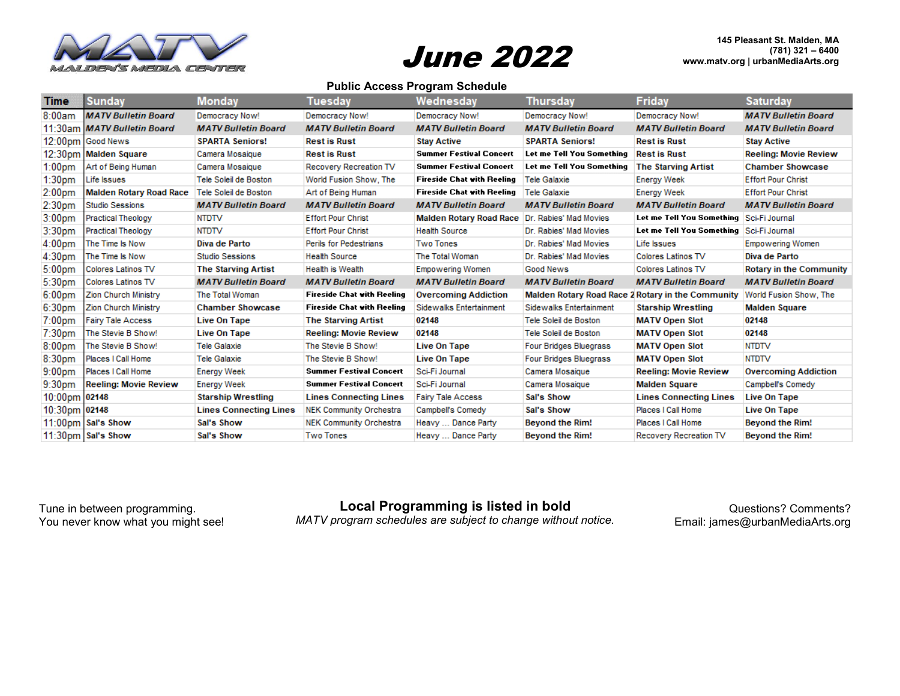MATV MALDEN'S MEDIA CENTER

# June 2022

145 Pleasant St. Malden, MA
(781) 321 – 6400
www.matv.org | urbanMediaArts.org

## Public Access Program Schedule

| Time | Sunday | Monday | Tuesday | Wednesday | Thursday | Friday | Saturday |
|---|---|---|---|---|---|---|---|
| 8:00am | ***MATV Bulletin Board*** | Democracy Now! | Democracy Now! | Democracy Now! | Democracy Now! | Democracy Now! | ***MATV Bulletin Board*** |
| 11:30am | ***MATV Bulletin Board*** | ***MATV Bulletin Board*** | ***MATV Bulletin Board*** | ***MATV Bulletin Board*** | ***MATV Bulletin Board*** | ***MATV Bulletin Board*** | ***MATV Bulletin Board*** |
| 12:00pm | Good News | **SPARTA Seniors!** | **Rest is Rust** | **Stay Active** | **SPARTA Seniors!** | **Rest is Rust** | **Stay Active** |
| 12:30pm | **Malden Square** | Camera Mosaique | **Rest is Rust** | **Summer Festival Concert** | **Let me Tell You Something** | **Rest is Rust** | **Reeling: Movie Review** |
| 1:00pm | Art of Being Human | Camera Mosaique | Recovery Recreation TV | **Summer Festival Concert** | **Let me Tell You Something** | **The Starving Artist** | **Chamber Showcase** |
| 1:30pm | Life Issues | Tele Soleil de Boston | World Fusion Show, The | **Fireside Chat with Reeling** | Tele Galaxie | Energy Week | Effort Pour Christ |
| 2:00pm | **Malden Rotary Road Race** | Tele Soleil de Boston | Art of Being Human | **Fireside Chat with Reeling** | Tele Galaxie | Energy Week | Effort Pour Christ |
| 2:30pm | Studio Sessions | ***MATV Bulletin Board*** | ***MATV Bulletin Board*** | ***MATV Bulletin Board*** | ***MATV Bulletin Board*** | ***MATV Bulletin Board*** | ***MATV Bulletin Board*** |
| 3:00pm | Practical Theology | NTDTV | Effort Pour Christ | **Malden Rotary Road Race** | Dr. Rabies' Mad Movies | **Let me Tell You Something** | Sci-Fi Journal |
| 3:30pm | Practical Theology | NTDTV | Effort Pour Christ | Health Source | Dr. Rabies' Mad Movies | **Let me Tell You Something** | Sci-Fi Journal |
| 4:00pm | The Time Is Now | **Diva de Parto** | Perils for Pedestrians | Two Tones | Dr. Rabies' Mad Movies | Life Issues | Empowering Women |
| 4:30pm | The Time Is Now | Studio Sessions | Health Source | The Total Woman | Dr. Rabies' Mad Movies | Colores Latinos TV | **Diva de Parto** |
| 5:00pm | Colores Latinos TV | **The Starving Artist** | Health is Wealth | Empowering Women | Good News | Colores Latinos TV | **Rotary in the Community** |
| 5:30pm | Colores Latinos TV | ***MATV Bulletin Board*** | ***MATV Bulletin Board*** | ***MATV Bulletin Board*** | ***MATV Bulletin Board*** | ***MATV Bulletin Board*** | ***MATV Bulletin Board*** |
| 6:00pm | Zion Church Ministry | The Total Woman | **Fireside Chat with Reeling** | **Overcoming Addiction** | **Malden Rotary Road Race 2** | **Rotary in the Community** | World Fusion Show, The |
| 6:30pm | Zion Church Ministry | **Chamber Showcase** | **Fireside Chat with Reeling** | Sidewalks Entertainment | Sidewalks Entertainment | **Starship Wrestling** | **Malden Square** |
| 7:00pm | Fairy Tale Access | **Live On Tape** | **The Starving Artist** | **02148** | Tele Soleil de Boston | **MATV Open Slot** | **02148** |
| 7:30pm | The Stevie B Show! | **Live On Tape** | **Reeling: Movie Review** | **02148** | Tele Soleil de Boston | **MATV Open Slot** | **02148** |
| 8:00pm | The Stevie B Show! | Tele Galaxie | The Stevie B Show! | **Live On Tape** | Four Bridges Bluegrass | **MATV Open Slot** | NTDTV |
| 8:30pm | Places I Call Home | Tele Galaxie | The Stevie B Show! | **Live On Tape** | Four Bridges Bluegrass | **MATV Open Slot** | NTDTV |
| 9:00pm | Places I Call Home | Energy Week | **Summer Festival Concert** | Sci-Fi Journal | Camera Mosaique | **Reeling: Movie Review** | **Overcoming Addiction** |
| 9:30pm | **Reeling: Movie Review** | Energy Week | **Summer Festival Concert** | Sci-Fi Journal | Camera Mosaique | **Malden Square** | Campbell's Comedy |
| 10:00pm | **02148** | **Starship Wrestling** | **Lines Connecting Lines** | Fairy Tale Access | **Sal's Show** | **Lines Connecting Lines** | **Live On Tape** |
| 10:30pm | **02148** | **Lines Connecting Lines** | NEK Community Orchestra | Campbell's Comedy | **Sal's Show** | Places I Call Home | **Live On Tape** |
| 11:00pm | **Sal's Show** | **Sal's Show** | NEK Community Orchestra | Heavy … Dance Party | **Beyond the Rim!** | Places I Call Home | **Beyond the Rim!** |
| 11:30pm | **Sal's Show** | **Sal's Show** | Two Tones | Heavy … Dance Party | **Beyond the Rim!** | Recovery Recreation TV | **Beyond the Rim!** |

Tune in between programming.
You never know what you might see!

**Local Programming is listed in bold**
*MATV program schedules are subject to change without notice.*

Questions? Comments?
Email: james@urbanMediaArts.org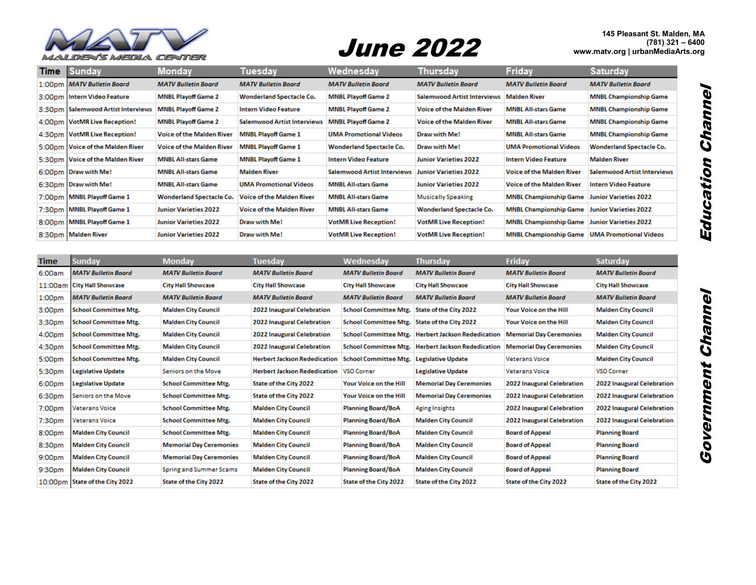MATV MALDEN'S MEDIA CENTER

# June 2022

145 Pleasant St. Malden, MA
(781) 321 – 6400
www.matv.org | urbanMediaArts.org

## Education Channel

| Time | Sunday | Monday | Tuesday | Wednesday | Thursday | Friday | Saturday |
|---|---|---|---|---|---|---|---|
| 1:00pm | *MATV Bulletin Board* | *MATV Bulletin Board* | *MATV Bulletin Board* | *MATV Bulletin Board* | *MATV Bulletin Board* | *MATV Bulletin Board* | *MATV Bulletin Board* |
| 3:00pm | Intern Video Feature | MNBL Playoff Game 2 | Wonderland Spectacle Co. | MNBL Playoff Game 2 | Salemwood Artist Interviews | Malden River | MNBL Championship Game |
| 3:30pm | Salemwood Artist Interviews | MNBL Playoff Game 2 | Intern Video Feature | MNBL Playoff Game 2 | Voice of the Malden River | MNBL All-stars Game | MNBL Championship Game |
| 4:00pm | VotMR Live Reception! | MNBL Playoff Game 2 | Salemwood Artist Interviews | MNBL Playoff Game 2 | Voice of the Malden River | MNBL All-stars Game | MNBL Championship Game |
| 4:30pm | VotMR Live Reception! | Voice of the Malden River | MNBL Playoff Game 1 | UMA Promotional Videos | Draw with Me! | MNBL All-stars Game | MNBL Championship Game |
| 5:00pm | Voice of the Malden River | Voice of the Malden River | MNBL Playoff Game 1 | Wonderland Spectacle Co. | Draw with Me! | UMA Promotional Videos | Wonderland Spectacle Co. |
| 5:30pm | Voice of the Malden River | MNBL All-stars Game | MNBL Playoff Game 1 | Intern Video Feature | Junior Varieties 2022 | Intern Video Feature | Malden River |
| 6:00pm | Draw with Me! | MNBL All-stars Game | Malden River | Salemwood Artist Interviews | Junior Varieties 2022 | Voice of the Malden River | Salemwood Artist Interviews |
| 6:30pm | Draw with Me! | MNBL All-stars Game | UMA Promotional Videos | MNBL All-stars Game | Junior Varieties 2022 | Voice of the Malden River | Intern Video Feature |
| 7:00pm | MNBL Playoff Game 1 | Wonderland Spectacle Co. | Voice of the Malden River | MNBL All-stars Game | Musically Speaking | MNBL Championship Game | Junior Varieties 2022 |
| 7:30pm | MNBL Playoff Game 1 | Junior Varieties 2022 | Voice of the Malden River | MNBL All-stars Game | Wonderland Spectacle Co. | MNBL Championship Game | Junior Varieties 2022 |
| 8:00pm | MNBL Playoff Game 1 | Junior Varieties 2022 | Draw with Me! | VotMR Live Reception! | VotMR Live Reception! | MNBL Championship Game | Junior Varieties 2022 |
| 8:30pm | Malden River | Junior Varieties 2022 | Draw with Me! | VotMR Live Reception! | VotMR Live Reception! | MNBL Championship Game | UMA Promotional Videos |

## Government Channel

| Time | Sunday | Monday | Tuesday | Wednesday | Thursday | Friday | Saturday |
|---|---|---|---|---|---|---|---|
| 6:00am | *MATV Bulletin Board* | *MATV Bulletin Board* | *MATV Bulletin Board* | *MATV Bulletin Board* | *MATV Bulletin Board* | *MATV Bulletin Board* | *MATV Bulletin Board* |
| 11:00am | City Hall Showcase | City Hall Showcase | City Hall Showcase | City Hall Showcase | City Hall Showcase | City Hall Showcase | City Hall Showcase |
| 1:00pm | *MATV Bulletin Board* | *MATV Bulletin Board* | *MATV Bulletin Board* | *MATV Bulletin Board* | *MATV Bulletin Board* | *MATV Bulletin Board* | *MATV Bulletin Board* |
| 3:00pm | School Committee Mtg. | Malden City Council | 2022 Inaugural Celebration | School Committee Mtg. | State of the City 2022 | Your Voice on the Hill | Malden City Council |
| 3:30pm | School Committee Mtg. | Malden City Council | 2022 Inaugural Celebration | School Committee Mtg. | State of the City 2022 | Your Voice on the Hill | Malden City Council |
| 4:00pm | School Committee Mtg. | Malden City Council | 2022 Inaugural Celebration | School Committee Mtg. | Herbert Jackson Rededication | Memorial Day Ceremonies | Malden City Council |
| 4:30pm | School Committee Mtg. | Malden City Council | 2022 Inaugural Celebration | School Committee Mtg. | Herbert Jackson Rededication | Memorial Day Ceremonies | Malden City Council |
| 5:00pm | School Committee Mtg. | Malden City Council | Herbert Jackson Rededication | School Committee Mtg. | Legislative Update | Veterans Voice | Malden City Council |
| 5:30pm | Legislative Update | Seniors on the Move | Herbert Jackson Rededication | VSO Corner | Legislative Update | Veterans Voice | VSO Corner |
| 6:00pm | Legislative Update | School Committee Mtg. | State of the City 2022 | Your Voice on the Hill | Memorial Day Ceremonies | 2022 Inaugural Celebration | 2022 Inaugural Celebration |
| 6:30pm | Seniors on the Move | School Committee Mtg. | State of the City 2022 | Your Voice on the Hill | Memorial Day Ceremonies | 2022 Inaugural Celebration | 2022 Inaugural Celebration |
| 7:00pm | Veterans Voice | School Committee Mtg. | Malden City Council | Planning Board/BoA | Aging Insights | 2022 Inaugural Celebration | 2022 Inaugural Celebration |
| 7:30pm | Veterans Voice | School Committee Mtg. | Malden City Council | Planning Board/BoA | Malden City Council | 2022 Inaugural Celebration | 2022 Inaugural Celebration |
| 8:00pm | Malden City Council | School Committee Mtg. | Malden City Council | Planning Board/BoA | Malden City Council | Board of Appeal | Planning Board |
| 8:30pm | Malden City Council | Memorial Day Ceremonies | Malden City Council | Planning Board/BoA | Malden City Council | Board of Appeal | Planning Board |
| 9:00pm | Malden City Council | Memorial Day Ceremonies | Malden City Council | Planning Board/BoA | Malden City Council | Board of Appeal | Planning Board |
| 9:30pm | Malden City Council | Spring and Summer Scams | Malden City Council | Planning Board/BoA | Malden City Council | Board of Appeal | Planning Board |
| 10:00pm | State of the City 2022 | State of the City 2022 | State of the City 2022 | State of the City 2022 | State of the City 2022 | State of the City 2022 | State of the City 2022 |